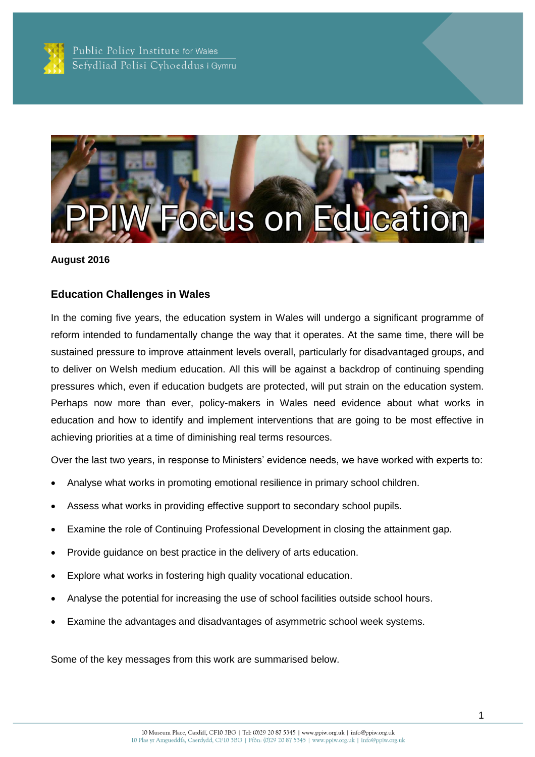Public Policy Institute for Wales
Sefydliad Polisi Cyhoeddus i Gymru

# PPIW Focus on Education

**August 2016**

## Education Challenges in Wales

In the coming five years, the education system in Wales will undergo a significant programme of reform intended to fundamentally change the way that it operates. At the same time, there will be sustained pressure to improve attainment levels overall, particularly for disadvantaged groups, and to deliver on Welsh medium education. All this will be against a backdrop of continuing spending pressures which, even if education budgets are protected, will put strain on the education system. Perhaps now more than ever, policy-makers in Wales need evidence about what works in education and how to identify and implement interventions that are going to be most effective in achieving priorities at a time of diminishing real terms resources.

Over the last two years, in response to Ministers' evidence needs, we have worked with experts to:

- Analyse what works in promoting emotional resilience in primary school children.
- Assess what works in providing effective support to secondary school pupils.
- Examine the role of Continuing Professional Development in closing the attainment gap.
- Provide guidance on best practice in the delivery of arts education.
- Explore what works in fostering high quality vocational education.
- Analyse the potential for increasing the use of school facilities outside school hours.
- Examine the advantages and disadvantages of asymmetric school week systems.

Some of the key messages from this work are summarised below.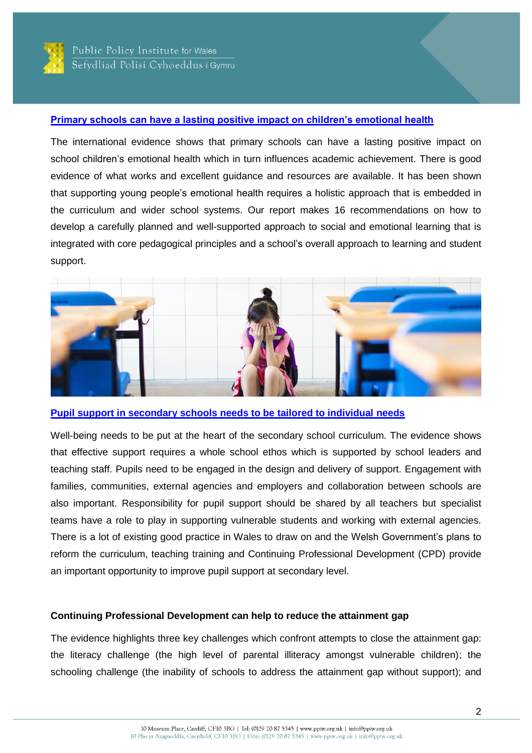## [Primary schools can have a lasting positive impact on children's emotional health]

The international evidence shows that primary schools can have a lasting positive impact on school children's emotional health which in turn influences academic achievement. There is good evidence of what works and excellent guidance and resources are available. It has been shown that supporting young people's emotional health requires a holistic approach that is embedded in the curriculum and wider school systems. Our report makes 16 recommendations on how to develop a carefully planned and well-supported approach to social and emotional learning that is integrated with core pedagogical principles and a school's overall approach to learning and student support.

## [Pupil support in secondary schools needs to be tailored to individual needs]

Well-being needs to be put at the heart of the secondary school curriculum. The evidence shows that effective support requires a whole school ethos which is supported by school leaders and teaching staff. Pupils need to be engaged in the design and delivery of support. Engagement with families, communities, external agencies and employers and collaboration between schools are also important. Responsibility for pupil support should be shared by all teachers but specialist teams have a role to play in supporting vulnerable students and working with external agencies. There is a lot of existing good practice in Wales to draw on and the Welsh Government's plans to reform the curriculum, teaching training and Continuing Professional Development (CPD) provide an important opportunity to improve pupil support at secondary level.

**Continuing Professional Development can help to reduce the attainment gap**

The evidence highlights three key challenges which confront attempts to close the attainment gap: the literacy challenge (the high level of parental illiteracy amongst vulnerable children); the schooling challenge (the inability of schools to address the attainment gap without support); and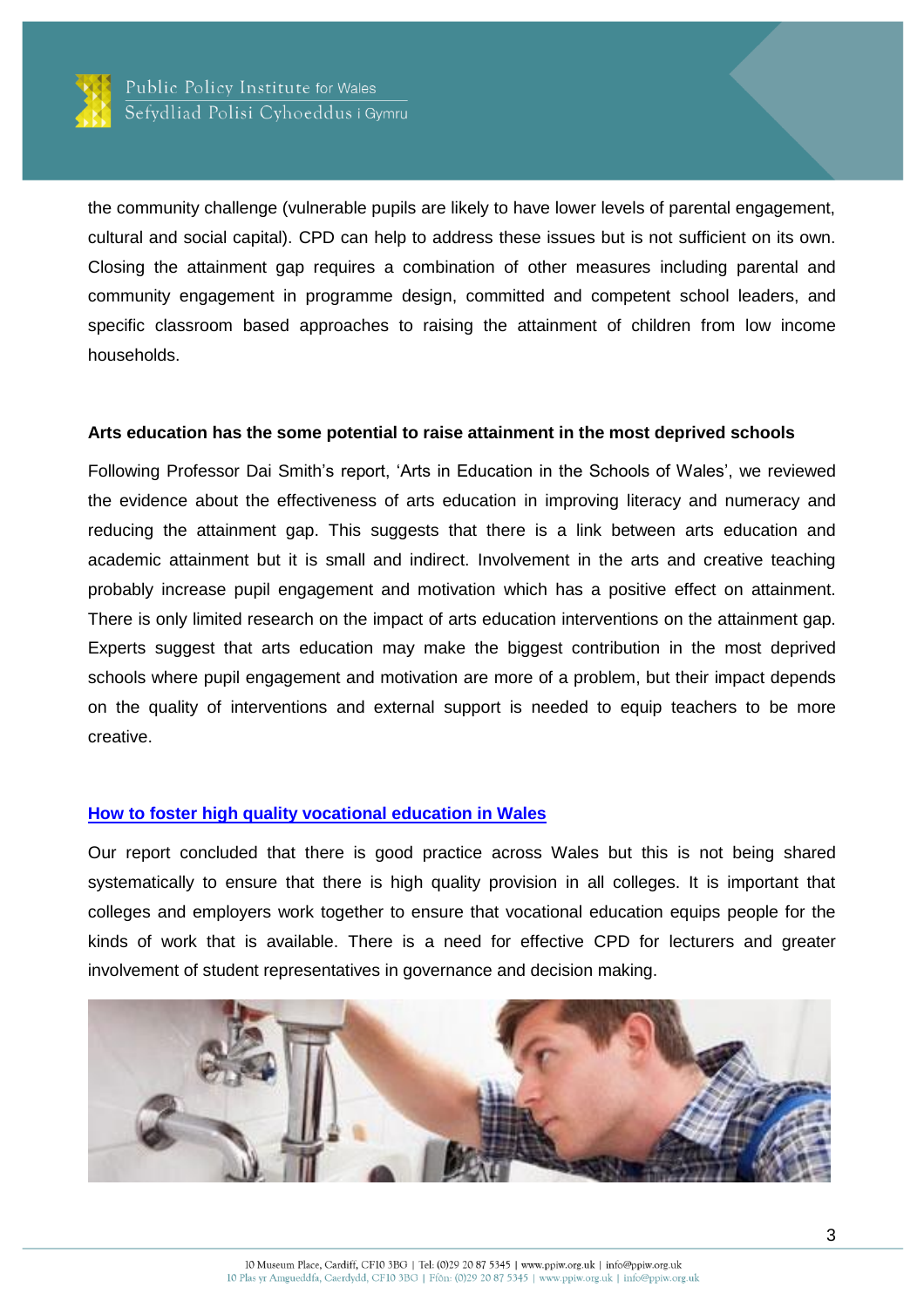the community challenge (vulnerable pupils are likely to have lower levels of parental engagement, cultural and social capital). CPD can help to address these issues but is not sufficient on its own. Closing the attainment gap requires a combination of other measures including parental and community engagement in programme design, committed and competent school leaders, and specific classroom based approaches to raising the attainment of children from low income households.

**Arts education has the some potential to raise attainment in the most deprived schools**

Following Professor Dai Smith's report, 'Arts in Education in the Schools of Wales', we reviewed the evidence about the effectiveness of arts education in improving literacy and numeracy and reducing the attainment gap. This suggests that there is a link between arts education and academic attainment but it is small and indirect. Involvement in the arts and creative teaching probably increase pupil engagement and motivation which has a positive effect on attainment. There is only limited research on the impact of arts education interventions on the attainment gap. Experts suggest that arts education may make the biggest contribution in the most deprived schools where pupil engagement and motivation are more of a problem, but their impact depends on the quality of interventions and external support is needed to equip teachers to be more creative.

**[How to foster high quality vocational education in Wales]**

Our report concluded that there is good practice across Wales but this is not being shared systematically to ensure that there is high quality provision in all colleges. It is important that colleges and employers work together to ensure that vocational education equips people for the kinds of work that is available. There is a need for effective CPD for lecturers and greater involvement of student representatives in governance and decision making.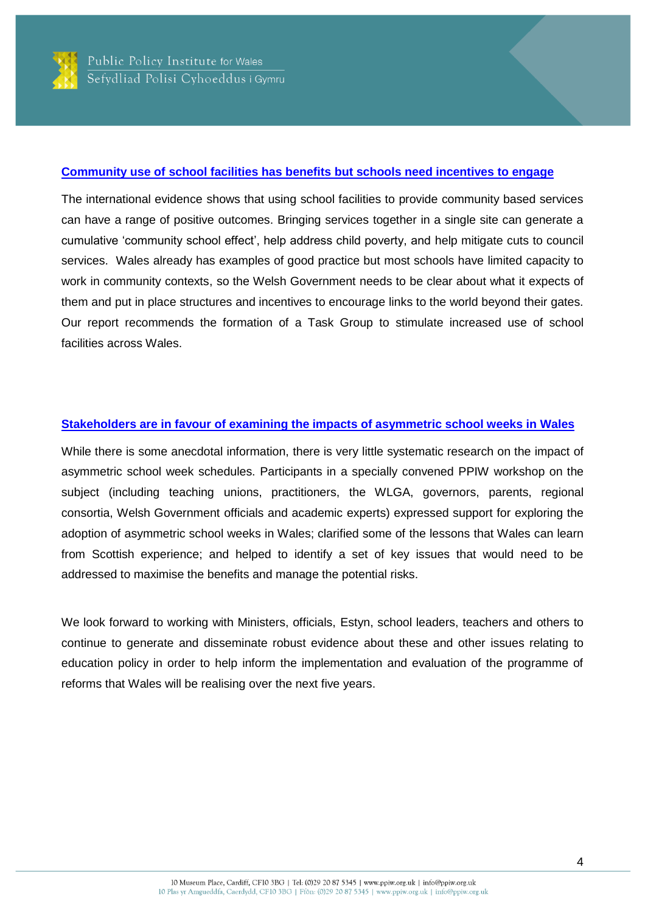## Community use of school facilities has benefits but schools need incentives to engage

The international evidence shows that using school facilities to provide community based services can have a range of positive outcomes. Bringing services together in a single site can generate a cumulative 'community school effect', help address child poverty, and help mitigate cuts to council services. Wales already has examples of good practice but most schools have limited capacity to work in community contexts, so the Welsh Government needs to be clear about what it expects of them and put in place structures and incentives to encourage links to the world beyond their gates. Our report recommends the formation of a Task Group to stimulate increased use of school facilities across Wales.

## Stakeholders are in favour of examining the impacts of asymmetric school weeks in Wales

While there is some anecdotal information, there is very little systematic research on the impact of asymmetric school week schedules. Participants in a specially convened PPIW workshop on the subject (including teaching unions, practitioners, the WLGA, governors, parents, regional consortia, Welsh Government officials and academic experts) expressed support for exploring the adoption of asymmetric school weeks in Wales; clarified some of the lessons that Wales can learn from Scottish experience; and helped to identify a set of key issues that would need to be addressed to maximise the benefits and manage the potential risks.

We look forward to working with Ministers, officials, Estyn, school leaders, teachers and others to continue to generate and disseminate robust evidence about these and other issues relating to education policy in order to help inform the implementation and evaluation of the programme of reforms that Wales will be realising over the next five years.